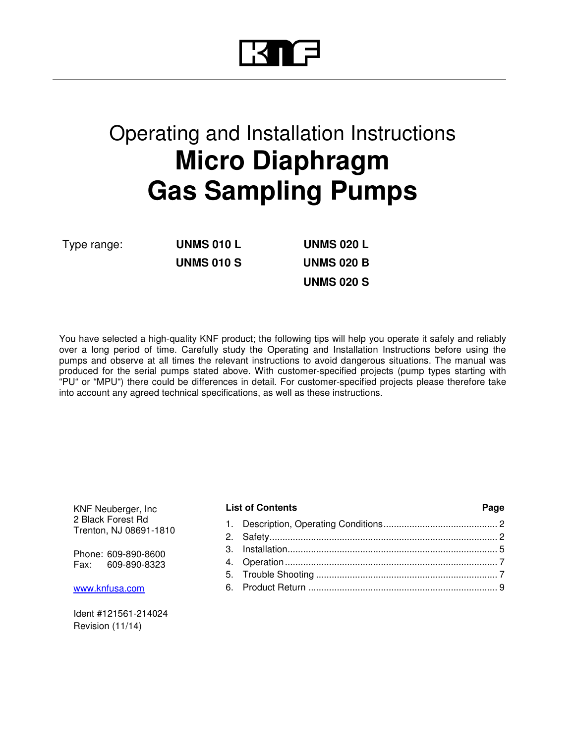KNF

Operating and Installation Instructions

# Micro Diaphragm Gas Sampling Pumps

| Type range: | UNMS 010 L | UNMS 020 L |
| --- | --- | --- |
| | UNMS 010 S | UNMS 020 B |
| | | UNMS 020 S |

You have selected a high-quality KNF product; the following tips will help you operate it safely and reliably over a long period of time. Carefully study the Operating and Installation Instructions before using the pumps and observe at all times the relevant instructions to avoid dangerous situations. The manual was produced for the serial pumps stated above. With customer-specified projects (pump types starting with "PU" or "MPU") there could be differences in detail. For customer-specified projects please therefore take into account any agreed technical specifications, as well as these instructions.

KNF Neuberger, Inc
2 Black Forest Rd
Trenton, NJ 08691-1810

Phone: 609-890-8600
Fax: 609-890-8323

www.knfusa.com

Ident #121561-214024
Revision (11/14)

**List of Contents** **Page**

1. Description, Operating Conditions ........ 2
2. Safety ........ 2
3. Installation ........ 5
4. Operation ........ 7
5. Trouble Shooting ........ 7
6. Product Return ........ 9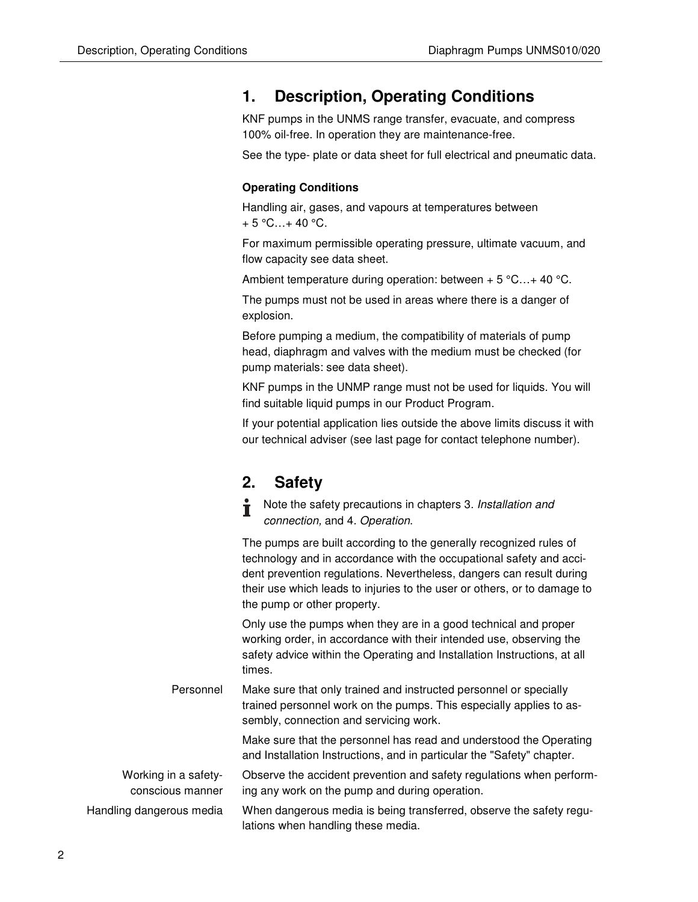# 1. Description, Operating Conditions

KNF pumps in the UNMS range transfer, evacuate, and compress 100% oil-free. In operation they are maintenance-free.

See the type- plate or data sheet for full electrical and pneumatic data.

### Operating Conditions

Handling air, gases, and vapours at temperatures between + 5 °C…+ 40 °C.

For maximum permissible operating pressure, ultimate vacuum, and flow capacity see data sheet.

Ambient temperature during operation: between + 5 °C…+ 40 °C.

The pumps must not be used in areas where there is a danger of explosion.

Before pumping a medium, the compatibility of materials of pump head, diaphragm and valves with the medium must be checked (for pump materials: see data sheet).

KNF pumps in the UNMP range must not be used for liquids. You will find suitable liquid pumps in our Product Program.

If your potential application lies outside the above limits discuss it with our technical adviser (see last page for contact telephone number).

# 2. Safety

Note the safety precautions in chapters 3. *Installation and connection,* and 4. *Operation*.

The pumps are built according to the generally recognized rules of technology and in accordance with the occupational safety and accident prevention regulations. Nevertheless, dangers can result during their use which leads to injuries to the user or others, or to damage to the pump or other property.

Only use the pumps when they are in a good technical and proper working order, in accordance with their intended use, observing the safety advice within the Operating and Installation Instructions, at all times.

**Personnel**

Make sure that only trained and instructed personnel or specially trained personnel work on the pumps. This especially applies to assembly, connection and servicing work.

Make sure that the personnel has read and understood the Operating and Installation Instructions, and in particular the "Safety" chapter.

**Working in a safety-conscious manner**

Observe the accident prevention and safety regulations when performing any work on the pump and during operation.

**Handling dangerous media**

When dangerous media is being transferred, observe the safety regulations when handling these media.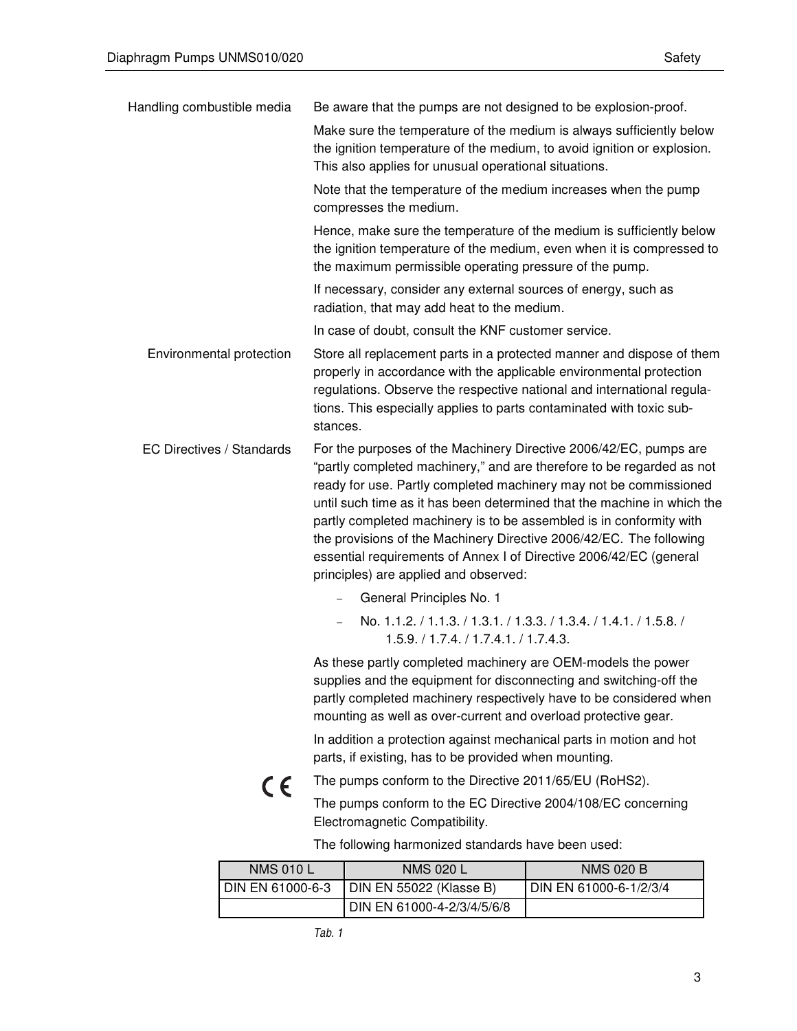**Handling combustible media**

Be aware that the pumps are not designed to be explosion-proof.

Make sure the temperature of the medium is always sufficiently below the ignition temperature of the medium, to avoid ignition or explosion. This also applies for unusual operational situations.

Note that the temperature of the medium increases when the pump compresses the medium.

Hence, make sure the temperature of the medium is sufficiently below the ignition temperature of the medium, even when it is compressed to the maximum permissible operating pressure of the pump.

If necessary, consider any external sources of energy, such as radiation, that may add heat to the medium.

In case of doubt, consult the KNF customer service.

**Environmental protection**

Store all replacement parts in a protected manner and dispose of them properly in accordance with the applicable environmental protection regulations. Observe the respective national and international regulations. This especially applies to parts contaminated with toxic substances.

**EC Directives / Standards**

For the purposes of the Machinery Directive 2006/42/EC, pumps are "partly completed machinery," and are therefore to be regarded as not ready for use. Partly completed machinery may not be commissioned until such time as it has been determined that the machine in which the partly completed machinery is to be assembled is in conformity with the provisions of the Machinery Directive 2006/42/EC. The following essential requirements of Annex I of Directive 2006/42/EC (general principles) are applied and observed:

- General Principles No. 1
- No. 1.1.2. / 1.1.3. / 1.3.1. / 1.3.3. / 1.3.4. / 1.4.1. / 1.5.8. / 1.5.9. / 1.7.4. / 1.7.4.1. / 1.7.4.3.

As these partly completed machinery are OEM-models the power supplies and the equipment for disconnecting and switching-off the partly completed machinery respectively have to be considered when mounting as well as over-current and overload protective gear.

In addition a protection against mechanical parts in motion and hot parts, if existing, has to be provided when mounting.

CE

The pumps conform to the Directive 2011/65/EU (RoHS2).

The pumps conform to the EC Directive 2004/108/EC concerning Electromagnetic Compatibility.

The following harmonized standards have been used:

| NMS 010 L | NMS 020 L | NMS 020 B |
|---|---|---|
| DIN EN 61000-6-3 | DIN EN 55022 (Klasse B) | DIN EN 61000-6-1/2/3/4 |
| | DIN EN 61000-4-2/3/4/5/6/8 | |

*Tab. 1*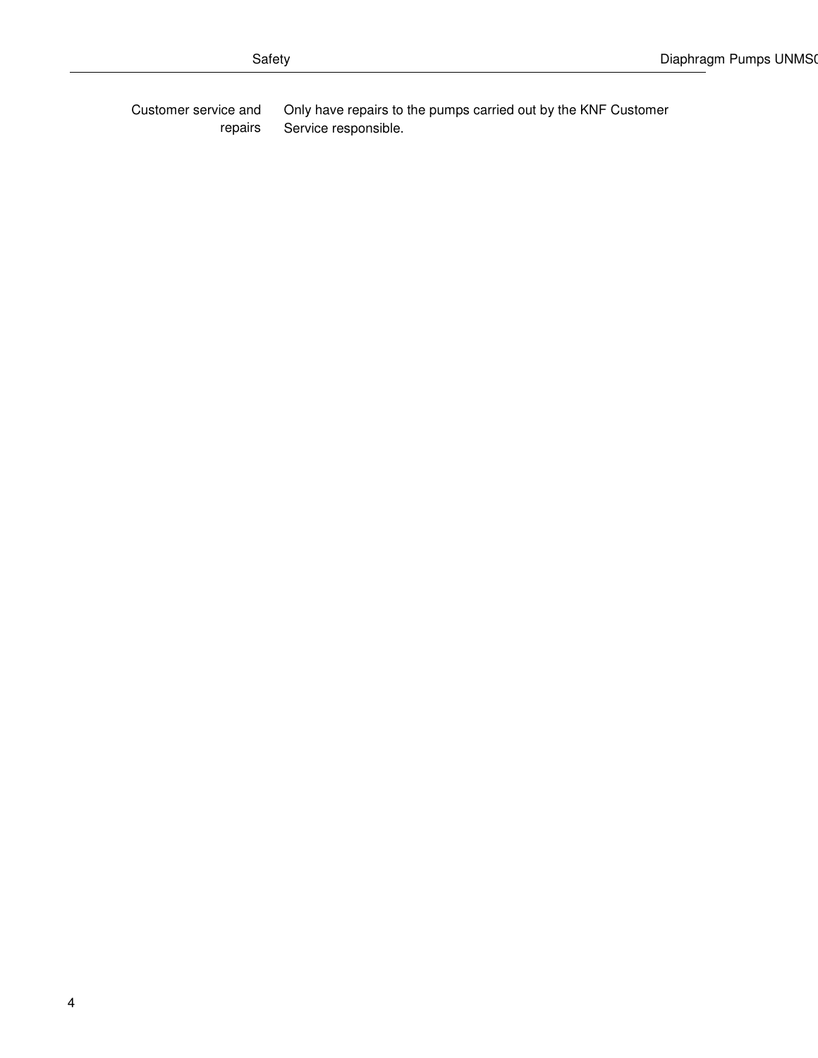**Customer service and repairs**

Only have repairs to the pumps carried out by the KNF Customer Service responsible.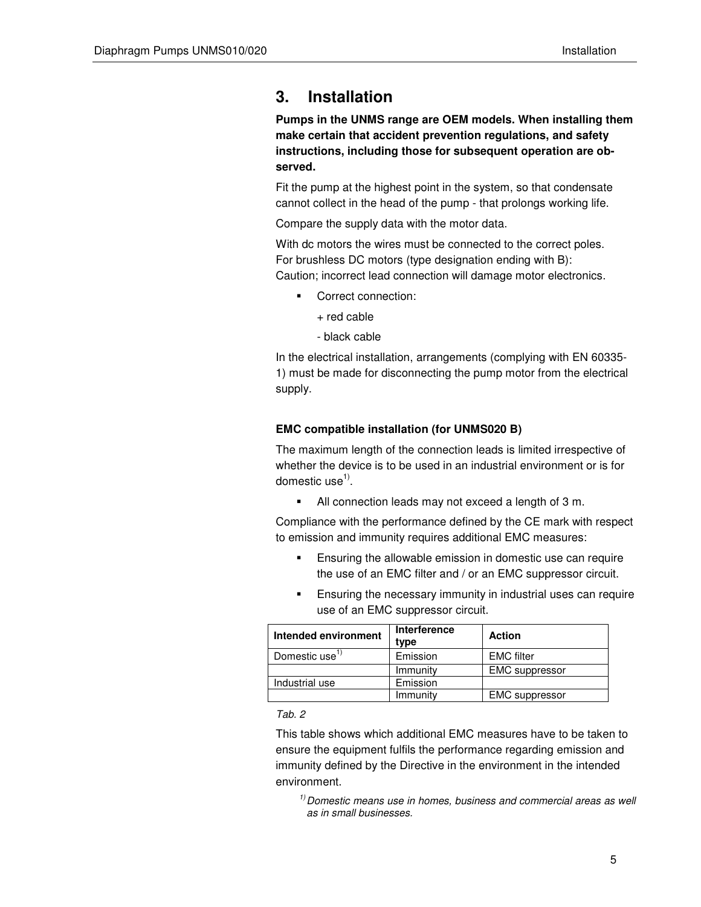# 3. Installation

**Pumps in the UNMS range are OEM models. When installing them make certain that accident prevention regulations, and safety instructions, including those for subsequent operation are observed.**

Fit the pump at the highest point in the system, so that condensate cannot collect in the head of the pump - that prolongs working life.

Compare the supply data with the motor data.

With dc motors the wires must be connected to the correct poles.
For brushless DC motors (type designation ending with B):
Caution; incorrect lead connection will damage motor electronics.

- Correct connection:

  + red cable

  - black cable

In the electrical installation, arrangements (complying with EN 60335-1) must be made for disconnecting the pump motor from the electrical supply.

### EMC compatible installation (for UNMS020 B)

The maximum length of the connection leads is limited irrespective of whether the device is to be used in an industrial environment or is for domestic use[1)].

- All connection leads may not exceed a length of 3 m.

Compliance with the performance defined by the CE mark with respect to emission and immunity requires additional EMC measures:

- Ensuring the allowable emission in domestic use can require the use of an EMC filter and / or an EMC suppressor circuit.
- Ensuring the necessary immunity in industrial uses can require use of an EMC suppressor circuit.

| Intended environment | Interference type | Action |
|---|---|---|
| Domestic use[1)] | Emission | EMC filter |
| | Immunity | EMC suppressor |
| Industrial use | Emission | |
| | Immunity | EMC suppressor |

*Tab. 2*

This table shows which additional EMC measures have to be taken to ensure the equipment fulfils the performance regarding emission and immunity defined by the Directive in the environment in the intended environment.

[1)] *Domestic means use in homes, business and commercial areas as well as in small businesses.*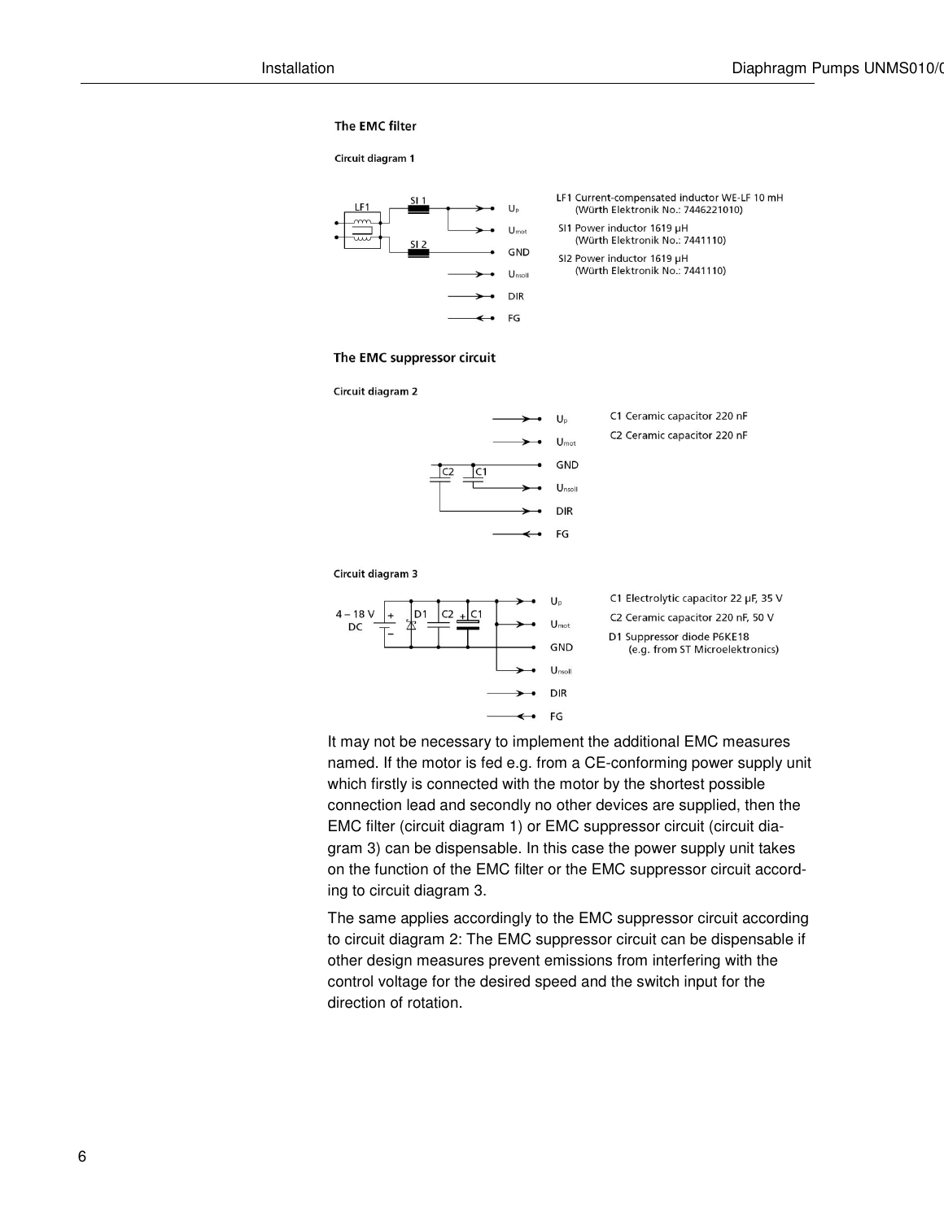### The EMC filter

**Circuit diagram 1**

LF1 Current-compensated inductor WE-LF 10 mH (Würth Elektronik No.: 7446221010)

SI1 Power inductor 1619 µH (Würth Elektronik No.: 7441110)

SI2 Power inductor 1619 µH (Würth Elektronik No.: 7441110)

### The EMC suppressor circuit

**Circuit diagram 2**

C1 Ceramic capacitor 220 nF

C2 Ceramic capacitor 220 nF

**Circuit diagram 3**

C1 Electrolytic capacitor 22 µF, 35 V

C2 Ceramic capacitor 220 nF, 50 V

D1 Suppressor diode P6KE18 (e.g. from ST Microelektronics)

It may not be necessary to implement the additional EMC measures named. If the motor is fed e.g. from a CE-conforming power supply unit which firstly is connected with the motor by the shortest possible connection lead and secondly no other devices are supplied, then the EMC filter (circuit diagram 1) or EMC suppressor circuit (circuit diagram 3) can be dispensable. In this case the power supply unit takes on the function of the EMC filter or the EMC suppressor circuit according to circuit diagram 3.

The same applies accordingly to the EMC suppressor circuit according to circuit diagram 2: The EMC suppressor circuit can be dispensable if other design measures prevent emissions from interfering with the control voltage for the desired speed and the switch input for the direction of rotation.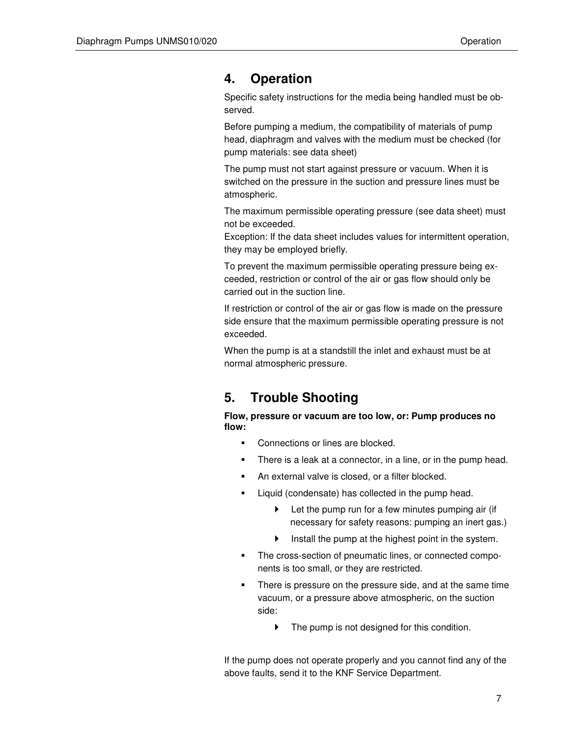# 4. Operation

Specific safety instructions for the media being handled must be observed.

Before pumping a medium, the compatibility of materials of pump head, diaphragm and valves with the medium must be checked (for pump materials: see data sheet)

The pump must not start against pressure or vacuum. When it is switched on the pressure in the suction and pressure lines must be atmospheric.

The maximum permissible operating pressure (see data sheet) must not be exceeded.
Exception: If the data sheet includes values for intermittent operation, they may be employed briefly.

To prevent the maximum permissible operating pressure being exceeded, restriction or control of the air or gas flow should only be carried out in the suction line.

If restriction or control of the air or gas flow is made on the pressure side ensure that the maximum permissible operating pressure is not exceeded.

When the pump is at a standstill the inlet and exhaust must be at normal atmospheric pressure.

# 5. Trouble Shooting

**Flow, pressure or vacuum are too low, or: Pump produces no flow:**

- Connections or lines are blocked.
- There is a leak at a connector, in a line, or in the pump head.
- An external valve is closed, or a filter blocked.
- Liquid (condensate) has collected in the pump head.
  - Let the pump run for a few minutes pumping air (if necessary for safety reasons: pumping an inert gas.)
  - Install the pump at the highest point in the system.
- The cross-section of pneumatic lines, or connected components is too small, or they are restricted.
- There is pressure on the pressure side, and at the same time vacuum, or a pressure above atmospheric, on the suction side:
  - The pump is not designed for this condition.

If the pump does not operate properly and you cannot find any of the above faults, send it to the KNF Service Department.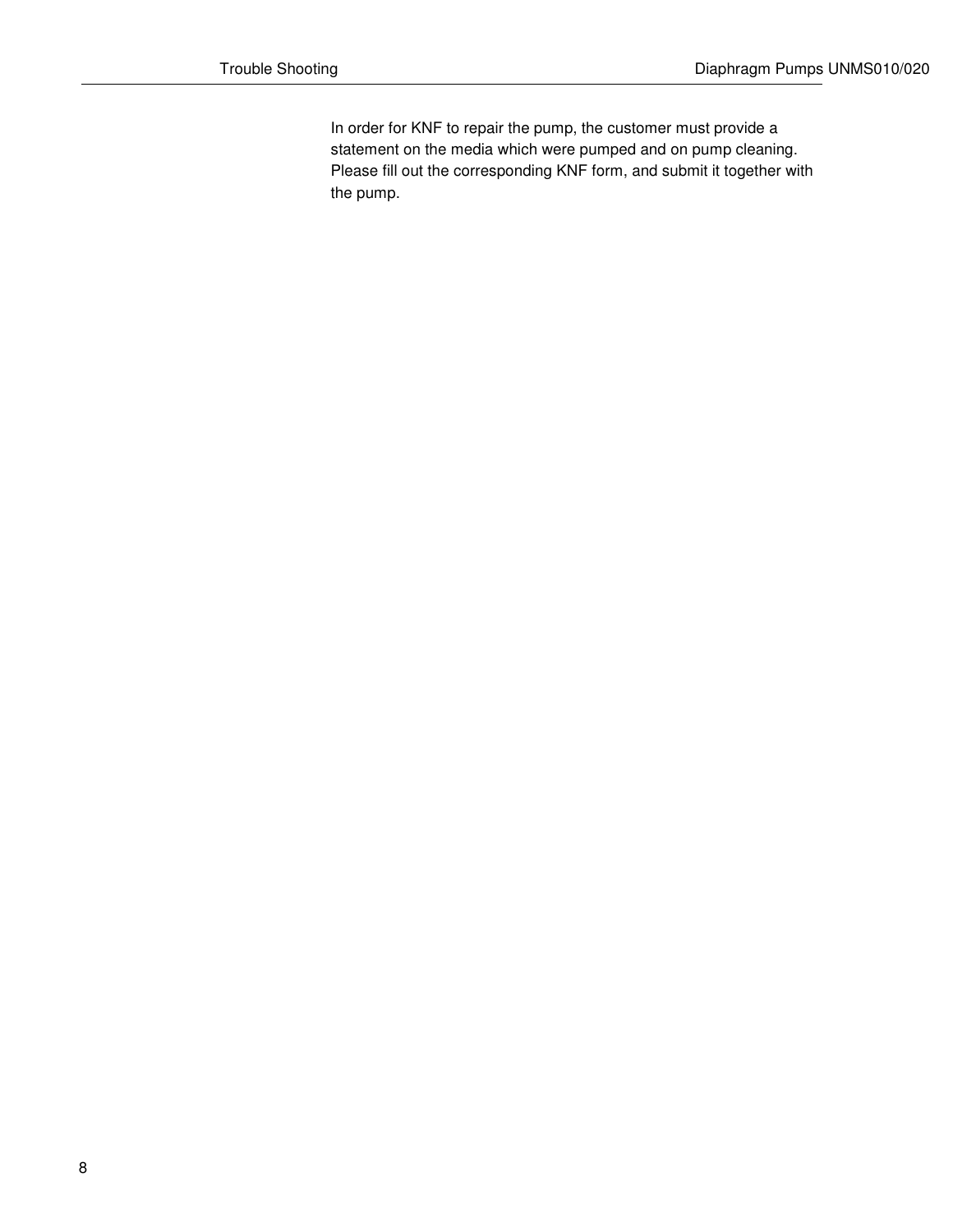In order for KNF to repair the pump, the customer must provide a statement on the media which were pumped and on pump cleaning. Please fill out the corresponding KNF form, and submit it together with the pump.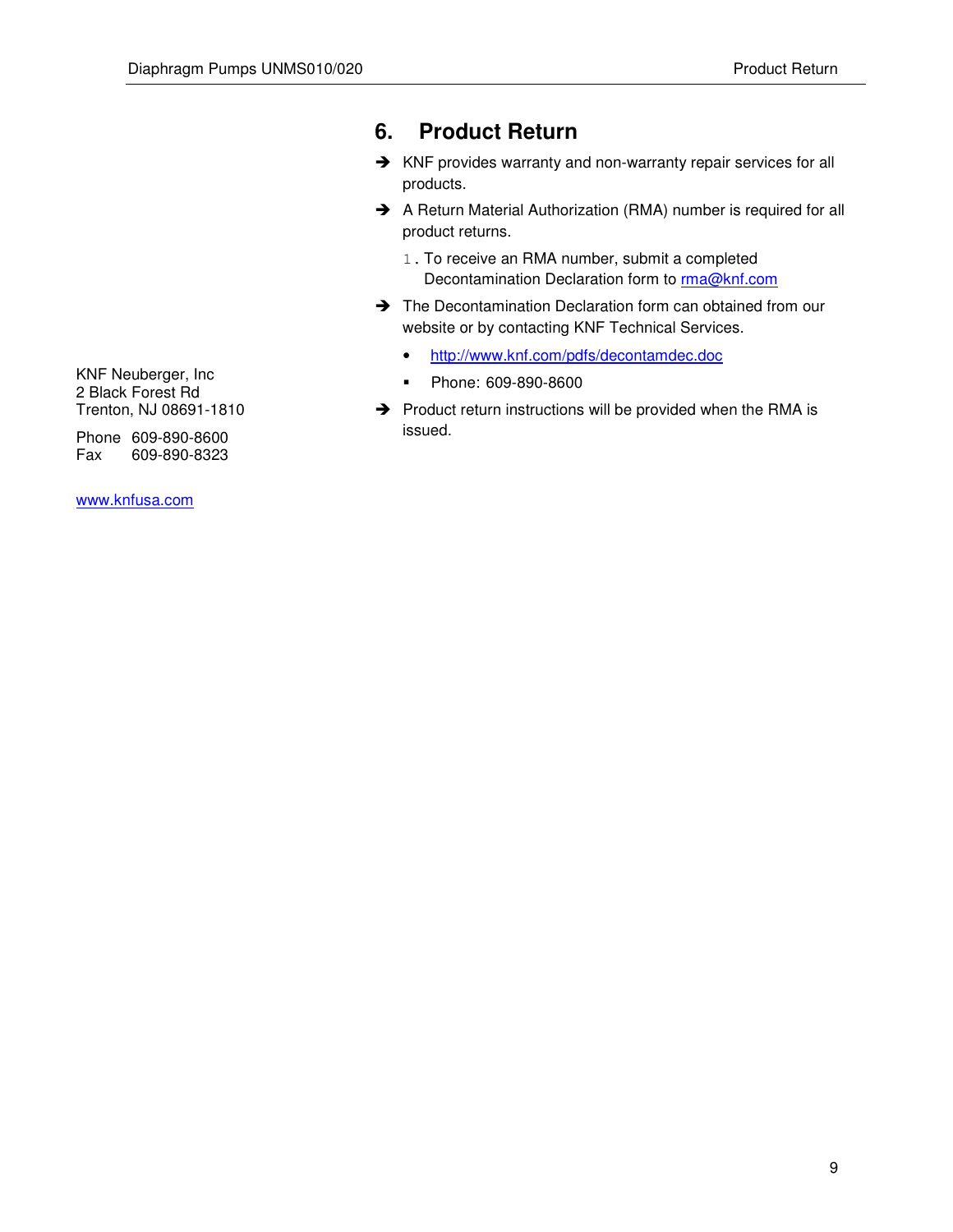# 6. Product Return

- KNF provides warranty and non-warranty repair services for all products.
- A Return Material Authorization (RMA) number is required for all product returns.
    1. To receive an RMA number, submit a completed Decontamination Declaration form to rma@knf.com
- The Decontamination Declaration form can obtained from our website or by contacting KNF Technical Services.
    - http://www.knf.com/pdfs/decontamdec.doc
    - Phone: 609-890-8600
- Product return instructions will be provided when the RMA is issued.

KNF Neuberger, Inc
2 Black Forest Rd
Trenton, NJ 08691-1810

Phone 609-890-8600
Fax 609-890-8323

www.knfusa.com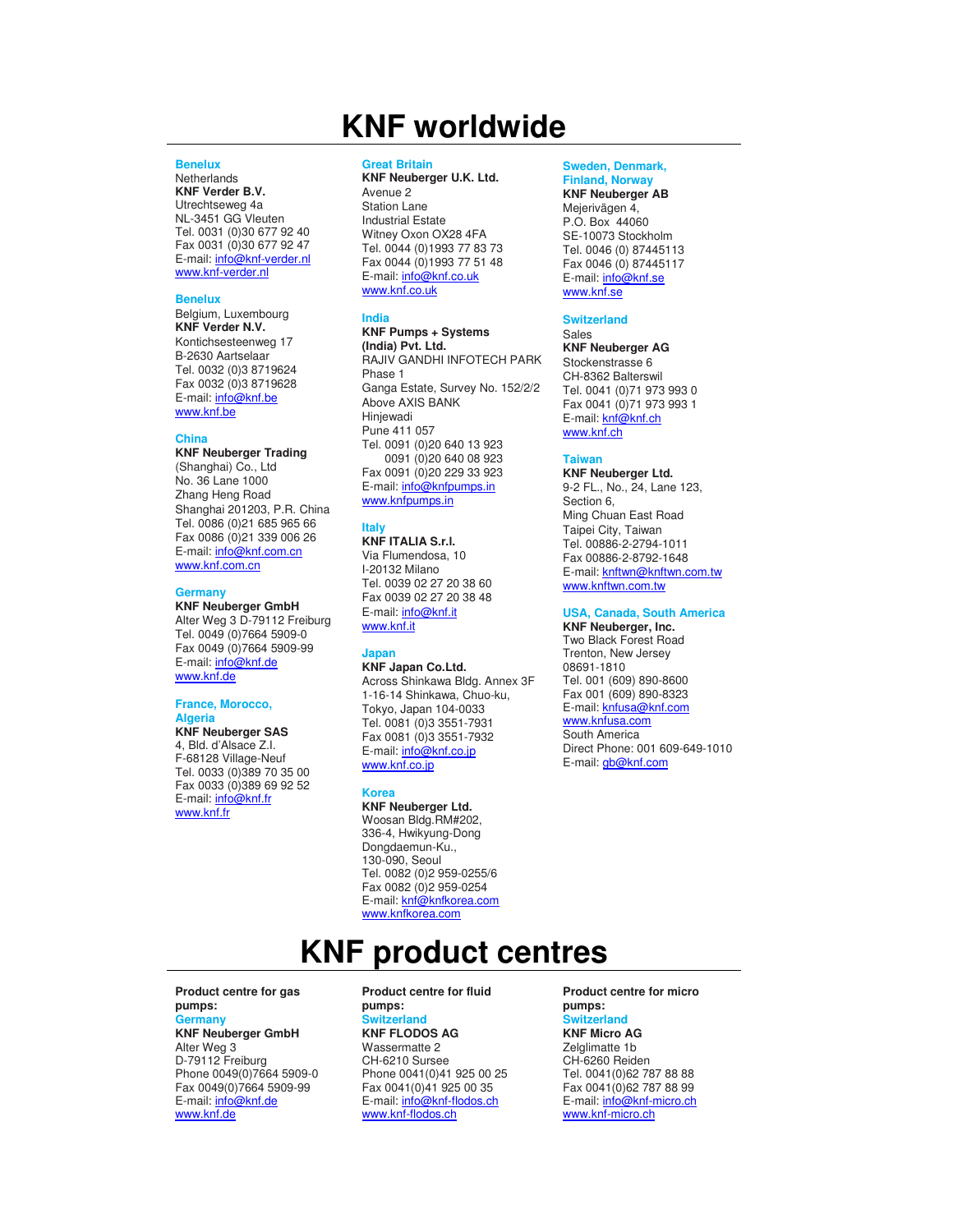# KNF worldwide

**Benelux**
Netherlands
**KNF Verder B.V.**
Utrechtseweg 4a
NL-3451 GG Vleuten
Tel. 0031 (0)30 677 92 40
Fax 0031 (0)30 677 92 47
E-mail: info@knf-verder.nl
www.knf-verder.nl

**Benelux**
Belgium, Luxembourg
**KNF Verder N.V.**
Kontichsesteenweg 17
B-2630 Aartselaar
Tel. 0032 (0)3 8719624
Fax 0032 (0)3 8719628
E-mail: info@knf.be
www.knf.be

**China**
**KNF Neuberger Trading**
(Shanghai) Co., Ltd
No. 36 Lane 1000
Zhang Heng Road
Shanghai 201203, P.R. China
Tel. 0086 (0)21 685 965 66
Fax 0086 (0)21 339 006 26
E-mail: info@knf.com.cn
www.knf.com.cn

**Germany**
**KNF Neuberger GmbH**
Alter Weg 3 D-79112 Freiburg
Tel. 0049 (0)7664 5909-0
Fax 0049 (0)7664 5909-99
E-mail: info@knf.de
www.knf.de

**France, Morocco, Algeria**
**KNF Neuberger SAS**
4, Bld. d'Alsace Z.I.
F-68128 Village-Neuf
Tel. 0033 (0)389 70 35 00
Fax 0033 (0)389 69 92 52
E-mail: info@knf.fr
www.knf.fr

**Great Britain**
**KNF Neuberger U.K. Ltd.**
Avenue 2
Station Lane
Industrial Estate
Witney Oxon OX28 4FA
Tel. 0044 (0)1993 77 83 73
Fax 0044 (0)1993 77 51 48
E-mail: info@knf.co.uk
www.knf.co.uk

**India**
**KNF Pumps + Systems (India) Pvt. Ltd.**
RAJIV GANDHI INFOTECH PARK
Phase 1
Ganga Estate, Survey No. 152/2/2
Above AXIS BANK
Hinjewadi
Pune 411 057
Tel. 0091 (0)20 640 13 923
0091 (0)20 640 08 923
Fax 0091 (0)20 229 33 923
E-mail: info@knfpumps.in
www.knfpumps.in

**Italy**
**KNF ITALIA S.r.l.**
Via Flumendosa, 10
I-20132 Milano
Tel. 0039 02 27 20 38 60
Fax 0039 02 27 20 38 48
E-mail: info@knf.it
www.knf.it

**Japan**
**KNF Japan Co.Ltd.**
Across Shinkawa Bldg. Annex 3F
1-16-14 Shinkawa, Chuo-ku,
Tokyo, Japan 104-0033
Tel. 0081 (0)3 3551-7931
Fax 0081 (0)3 3551-7932
E-mail: info@knf.co.jp
www.knf.co.jp

**Korea**
**KNF Neuberger Ltd.**
Woosan Bldg.RM#202,
336-4, Hwikyung-Dong
Dongdaemun-Ku.,
130-090, Seoul
Tel. 0082 (0)2 959-0255/6
Fax 0082 (0)2 959-0254
E-mail: knf@knfkorea.com
www.knfkorea.com

**Sweden, Denmark, Finland, Norway**
**KNF Neuberger AB**
Mejerivägen 4,
P.O. Box 44060
SE-10073 Stockholm
Tel. 0046 (0) 87445113
Fax 0046 (0) 87445117
E-mail: info@knf.se
www.knf.se

**Switzerland**
Sales
**KNF Neuberger AG**
Stockenstrasse 6
CH-8362 Balterswil
Tel. 0041 (0)71 973 993 0
Fax 0041 (0)71 973 993 1
E-mail: knf@knf.ch
www.knf.ch

**Taiwan**
**KNF Neuberger Ltd.**
9-2 FL., No., 24, Lane 123,
Section 6,
Ming Chuan East Road
Taipei City, Taiwan
Tel. 00886-2-2794-1011
Fax 00886-2-8792-1648
E-mail: knftwn@knftwn.com.tw
www.knftwn.com.tw

**USA, Canada, South America**
**KNF Neuberger, Inc.**
Two Black Forest Road
Trenton, New Jersey
08691-1810
Tel. 001 (609) 890-8600
Fax 001 (609) 890-8323
E-mail: knfusa@knf.com
www.knfusa.com
South America
Direct Phone: 001 609-649-1010
E-mail: gb@knf.com

# KNF product centres

**Product centre for gas pumps:**
**Germany**
**KNF Neuberger GmbH**
Alter Weg 3
D-79112 Freiburg
Phone 0049(0)7664 5909-0
Fax 0049(0)7664 5909-99
E-mail: info@knf.de
www.knf.de

**Product centre for fluid pumps:**
**Switzerland**
**KNF FLODOS AG**
Wassermatte 2
CH-6210 Sursee
Phone 0041(0)41 925 00 25
Fax 0041(0)41 925 00 35
E-mail: info@knf-flodos.ch
www.knf-flodos.ch

**Product centre for micro pumps:**
**Switzerland**
**KNF Micro AG**
Zelglimatte 1b
CH-6260 Reiden
Tel. 0041(0)62 787 88 88
Fax 0041(0)62 787 88 99
E-mail: info@knf-micro.ch
www.knf-micro.ch